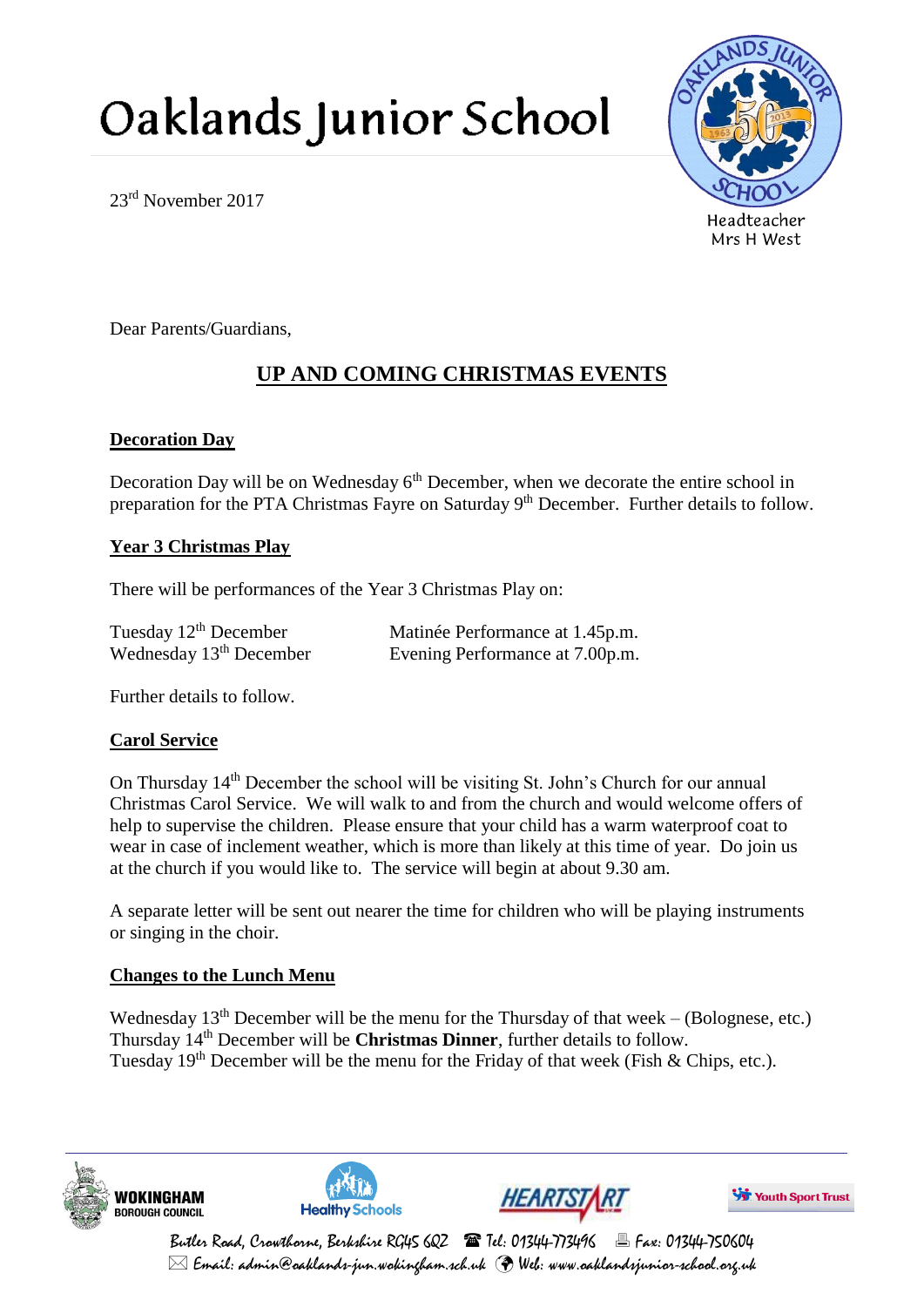# Oaklands Junior School

23rd November 2017

Headteacher
Mrs H West

Dear Parents/Guardians,

## UP AND COMING CHRISTMAS EVENTS

### Decoration Day

Decoration Day will be on Wednesday 6th December, when we decorate the entire school in preparation for the PTA Christmas Fayre on Saturday 9th December. Further details to follow.

### Year 3 Christmas Play

There will be performances of the Year 3 Christmas Play on:

| | |
|---|---|
| Tuesday 12th December | Matinée Performance at 1.45p.m. |
| Wednesday 13th December | Evening Performance at 7.00p.m. |

Further details to follow.

### Carol Service

On Thursday 14th December the school will be visiting St. John's Church for our annual Christmas Carol Service. We will walk to and from the church and would welcome offers of help to supervise the children. Please ensure that your child has a warm waterproof coat to wear in case of inclement weather, which is more than likely at this time of year. Do join us at the church if you would like to. The service will begin at about 9.30 am.

A separate letter will be sent out nearer the time for children who will be playing instruments or singing in the choir.

### Changes to the Lunch Menu

Wednesday 13th December will be the menu for the Thursday of that week – (Bolognese, etc.)
Thursday 14th December will be **Christmas Dinner**, further details to follow.
Tuesday 19th December will be the menu for the Friday of that week (Fish & Chips, etc.).

Butler Road, Crowthorne, Berkshire RG45 6QZ Tel: 01344-773496 Fax: 01344-750604
Email: admin@oaklands-jun.wokingham.sch.uk Web: www.oaklandsjunior-school.org.uk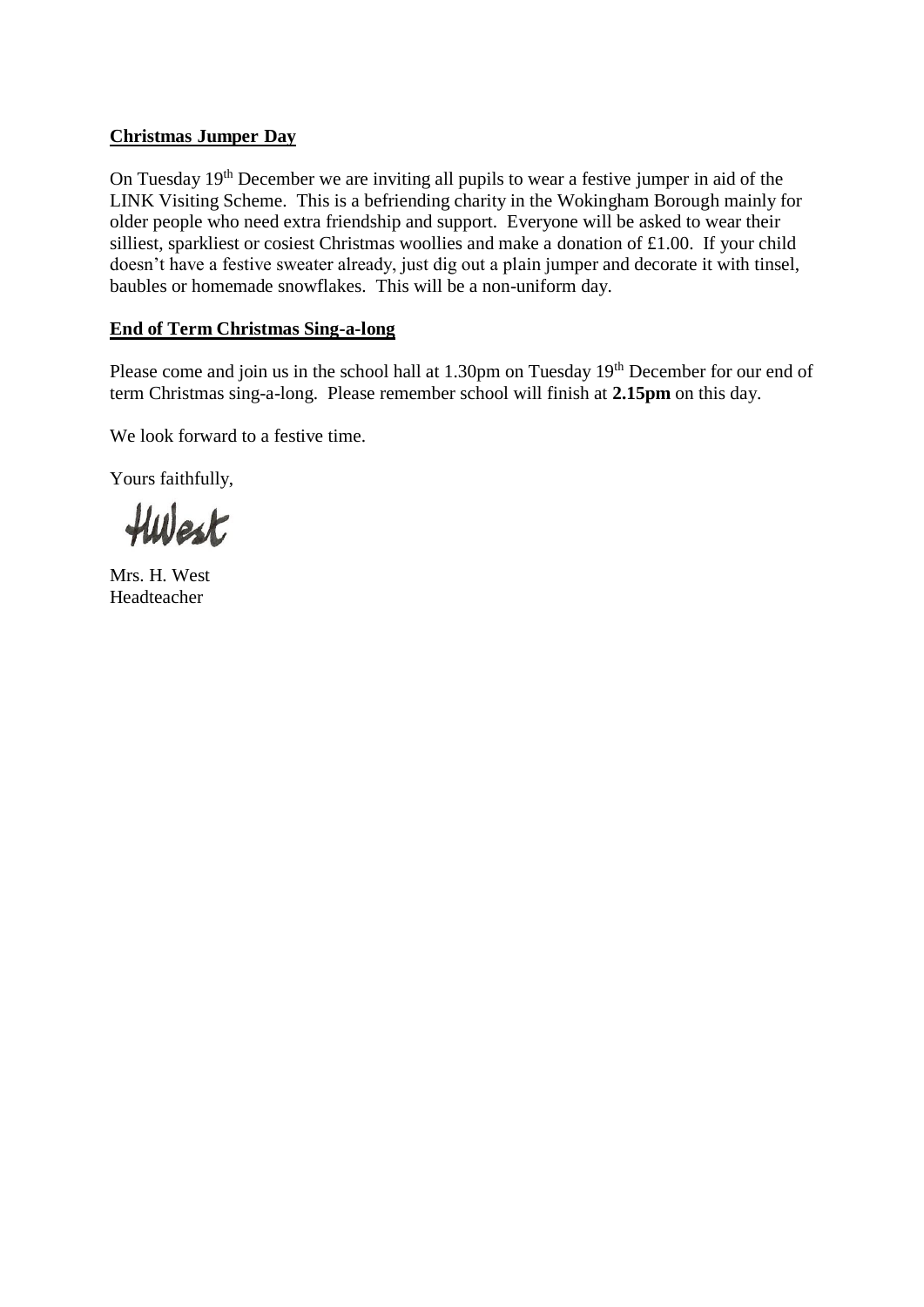**Christmas Jumper Day**

On Tuesday 19th December we are inviting all pupils to wear a festive jumper in aid of the LINK Visiting Scheme. This is a befriending charity in the Wokingham Borough mainly for older people who need extra friendship and support. Everyone will be asked to wear their silliest, sparkliest or cosiest Christmas woollies and make a donation of £1.00. If your child doesn't have a festive sweater already, just dig out a plain jumper and decorate it with tinsel, baubles or homemade snowflakes. This will be a non-uniform day.

**End of Term Christmas Sing-a-long**

Please come and join us in the school hall at 1.30pm on Tuesday 19th December for our end of term Christmas sing-a-long. Please remember school will finish at **2.15pm** on this day.

We look forward to a festive time.

Yours faithfully,

HWest

Mrs. H. West
Headteacher